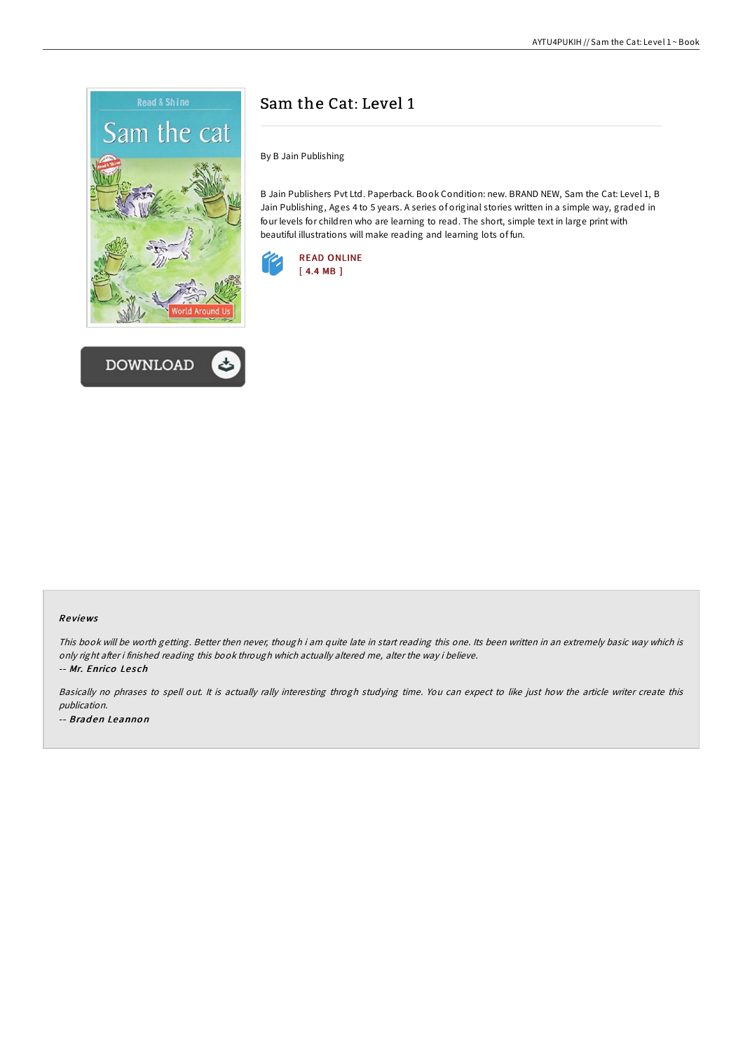# Sam the Cat: Level 1

By B Jain Publishing

B Jain Publishers Pvt Ltd. Paperback. Book Condition: new. BRAND NEW, Sam the Cat: Level 1, B Jain Publishing, Ages 4 to 5 years. A series of original stories written in a simple way, graded in four levels for children who are learning to read. The short, simple text in large print with beautiful illustrations will make reading and learning lots of fun.

READ ONLINE
[ 4.4 MB ]

DOWNLOAD

### Reviews

*This book will be worth getting. Better then never, though i am quite late in start reading this one. Its been written in an extremely basic way which is only right after i finished reading this book through which actually altered me, alter the way i believe.*

-- ***Mr. Enrico Lesch***

*Basically no phrases to spell out. It is actually rally interesting throgh studying time. You can expect to like just how the article writer create this publication.*

-- ***Braden Leannon***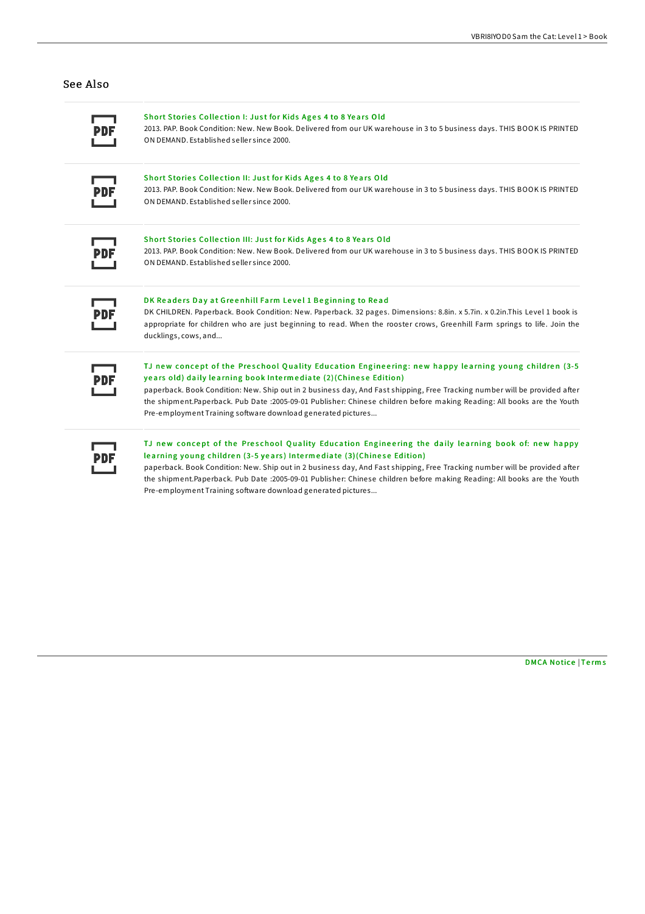## See Also

**Short Stories Collection I: Just for Kids Ages 4 to 8 Years Old**

2013. PAP. Book Condition: New. New Book. Delivered from our UK warehouse in 3 to 5 business days. THIS BOOK IS PRINTED ON DEMAND. Established seller since 2000.

**Short Stories Collection II: Just for Kids Ages 4 to 8 Years Old**

2013. PAP. Book Condition: New. New Book. Delivered from our UK warehouse in 3 to 5 business days. THIS BOOK IS PRINTED ON DEMAND. Established seller since 2000.

**Short Stories Collection III: Just for Kids Ages 4 to 8 Years Old**

2013. PAP. Book Condition: New. New Book. Delivered from our UK warehouse in 3 to 5 business days. THIS BOOK IS PRINTED ON DEMAND. Established seller since 2000.

**DK Readers Day at Greenhill Farm Level 1 Beginning to Read**

DK CHILDREN. Paperback. Book Condition: New. Paperback. 32 pages. Dimensions: 8.8in. x 5.7in. x 0.2in.This Level 1 book is appropriate for children who are just beginning to read. When the rooster crows, Greenhill Farm springs to life. Join the ducklings, cows, and...

**TJ new concept of the Preschool Quality Education Engineering: new happy learning young children (3-5 years old) daily learning book Intermediate (2)(Chinese Edition)**

paperback. Book Condition: New. Ship out in 2 business day, And Fast shipping, Free Tracking number will be provided after the shipment.Paperback. Pub Date :2005-09-01 Publisher: Chinese children before making Reading: All books are the Youth Pre-employment Training software download generated pictures...

**TJ new concept of the Preschool Quality Education Engineering the daily learning book of: new happy learning young children (3-5 years) Intermediate (3)(Chinese Edition)**

paperback. Book Condition: New. Ship out in 2 business day, And Fast shipping, Free Tracking number will be provided after the shipment.Paperback. Pub Date :2005-09-01 Publisher: Chinese children before making Reading: All books are the Youth Pre-employment Training software download generated pictures...